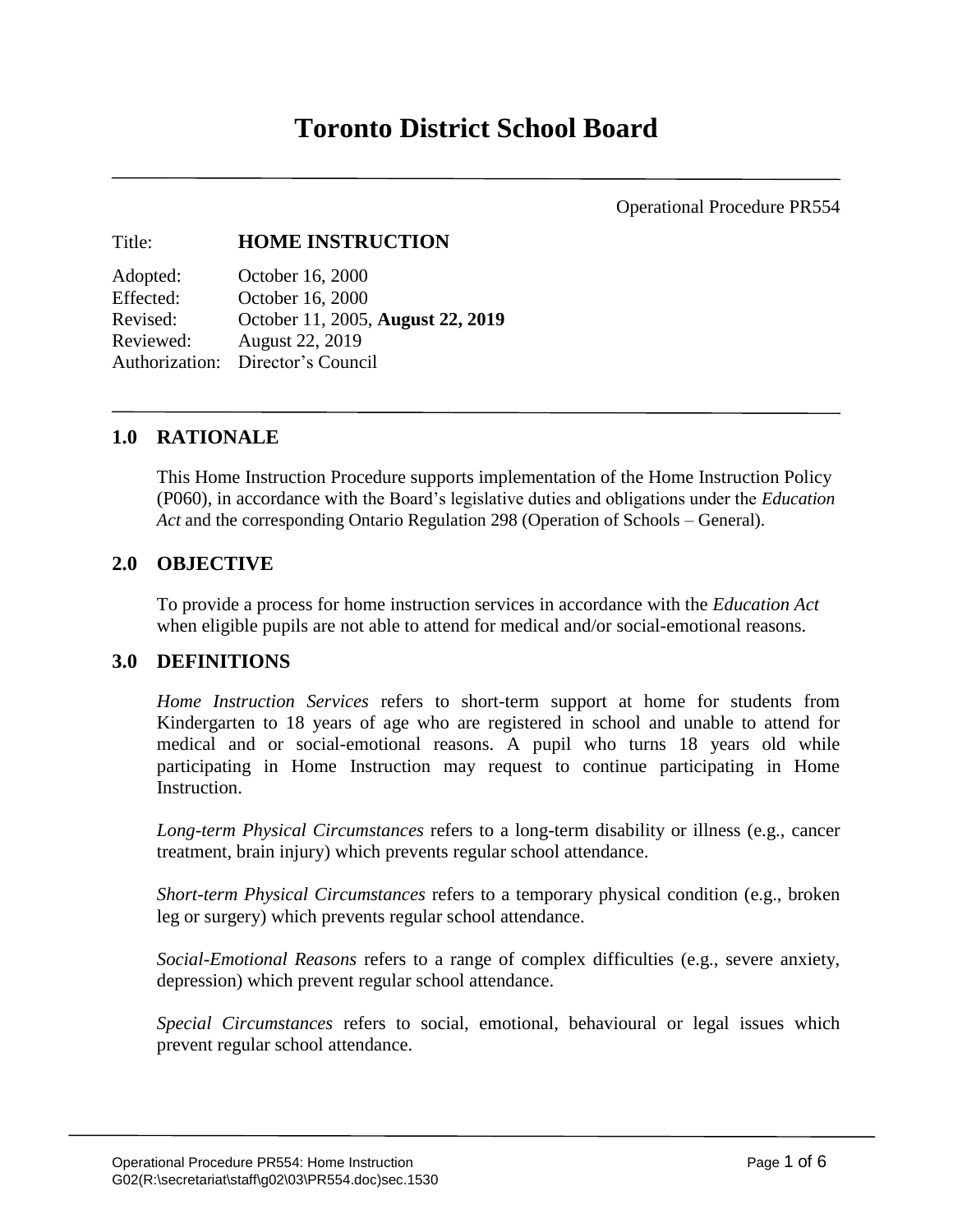# Toronto District School Board

Operational Procedure PR554

Title: **HOME INSTRUCTION**

Adopted: October 16, 2000
Effected: October 16, 2000
Revised: October 11, 2005, **August 22, 2019**
Reviewed: August 22, 2019
Authorization: Director's Council

## 1.0 RATIONALE

This Home Instruction Procedure supports implementation of the Home Instruction Policy (P060), in accordance with the Board's legislative duties and obligations under the *Education Act* and the corresponding Ontario Regulation 298 (Operation of Schools – General).

## 2.0 OBJECTIVE

To provide a process for home instruction services in accordance with the *Education Act* when eligible pupils are not able to attend for medical and/or social-emotional reasons.

## 3.0 DEFINITIONS

*Home Instruction Services* refers to short-term support at home for students from Kindergarten to 18 years of age who are registered in school and unable to attend for medical and or social-emotional reasons. A pupil who turns 18 years old while participating in Home Instruction may request to continue participating in Home Instruction.

*Long-term Physical Circumstances* refers to a long-term disability or illness (e.g., cancer treatment, brain injury) which prevents regular school attendance.

*Short-term Physical Circumstances* refers to a temporary physical condition (e.g., broken leg or surgery) which prevents regular school attendance.

*Social-Emotional Reasons* refers to a range of complex difficulties (e.g., severe anxiety, depression) which prevent regular school attendance.

*Special Circumstances* refers to social, emotional, behavioural or legal issues which prevent regular school attendance.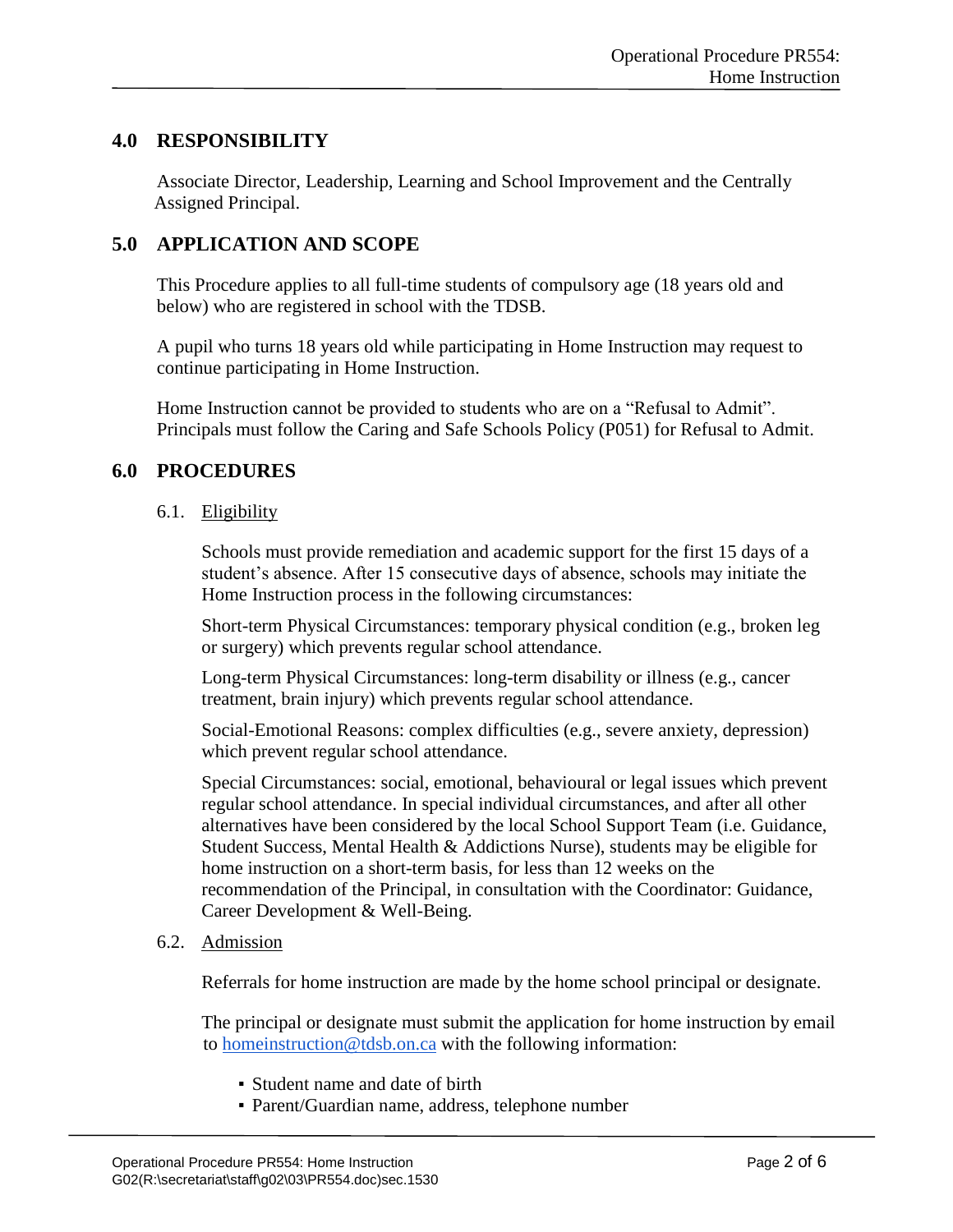## 4.0 RESPONSIBILITY

Associate Director, Leadership, Learning and School Improvement and the Centrally Assigned Principal.

## 5.0 APPLICATION AND SCOPE

This Procedure applies to all full-time students of compulsory age (18 years old and below) who are registered in school with the TDSB.

A pupil who turns 18 years old while participating in Home Instruction may request to continue participating in Home Instruction.

Home Instruction cannot be provided to students who are on a "Refusal to Admit". Principals must follow the Caring and Safe Schools Policy (P051) for Refusal to Admit.

## 6.0 PROCEDURES

### 6.1. Eligibility

Schools must provide remediation and academic support for the first 15 days of a student's absence. After 15 consecutive days of absence, schools may initiate the Home Instruction process in the following circumstances:

Short-term Physical Circumstances: temporary physical condition (e.g., broken leg or surgery) which prevents regular school attendance.

Long-term Physical Circumstances: long-term disability or illness (e.g., cancer treatment, brain injury) which prevents regular school attendance.

Social-Emotional Reasons: complex difficulties (e.g., severe anxiety, depression) which prevent regular school attendance.

Special Circumstances: social, emotional, behavioural or legal issues which prevent regular school attendance. In special individual circumstances, and after all other alternatives have been considered by the local School Support Team (i.e. Guidance, Student Success, Mental Health & Addictions Nurse), students may be eligible for home instruction on a short-term basis, for less than 12 weeks on the recommendation of the Principal, in consultation with the Coordinator: Guidance, Career Development & Well-Being.

### 6.2. Admission

Referrals for home instruction are made by the home school principal or designate.

The principal or designate must submit the application for home instruction by email to homeinstruction@tdsb.on.ca with the following information:

- Student name and date of birth
- Parent/Guardian name, address, telephone number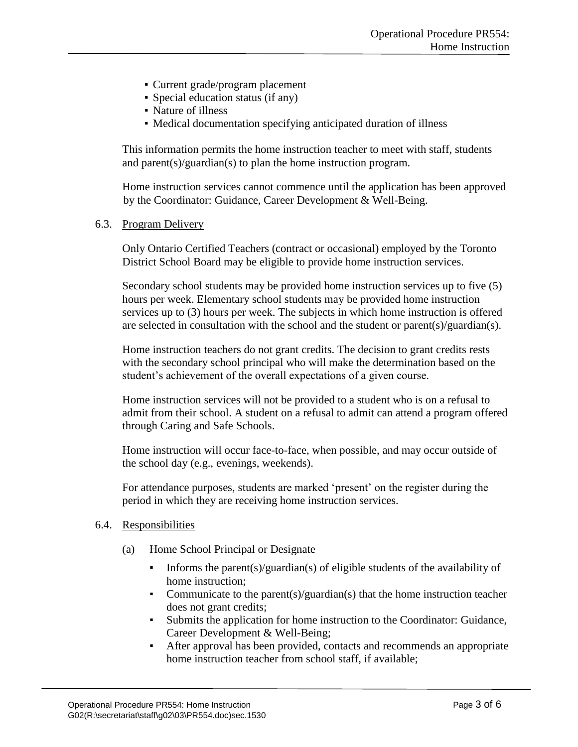- Current grade/program placement
- Special education status (if any)
- Nature of illness
- Medical documentation specifying anticipated duration of illness

This information permits the home instruction teacher to meet with staff, students and parent(s)/guardian(s) to plan the home instruction program.

Home instruction services cannot commence until the application has been approved by the Coordinator: Guidance, Career Development & Well-Being.

### 6.3. Program Delivery

Only Ontario Certified Teachers (contract or occasional) employed by the Toronto District School Board may be eligible to provide home instruction services.

Secondary school students may be provided home instruction services up to five (5) hours per week. Elementary school students may be provided home instruction services up to (3) hours per week. The subjects in which home instruction is offered are selected in consultation with the school and the student or parent(s)/guardian(s).

Home instruction teachers do not grant credits. The decision to grant credits rests with the secondary school principal who will make the determination based on the student's achievement of the overall expectations of a given course.

Home instruction services will not be provided to a student who is on a refusal to admit from their school. A student on a refusal to admit can attend a program offered through Caring and Safe Schools.

Home instruction will occur face-to-face, when possible, and may occur outside of the school day (e.g., evenings, weekends).

For attendance purposes, students are marked 'present' on the register during the period in which they are receiving home instruction services.

### 6.4. Responsibilities

(a) Home School Principal or Designate

- Informs the parent(s)/guardian(s) of eligible students of the availability of home instruction;
- Communicate to the parent(s)/guardian(s) that the home instruction teacher does not grant credits;
- Submits the application for home instruction to the Coordinator: Guidance, Career Development & Well-Being;
- After approval has been provided, contacts and recommends an appropriate home instruction teacher from school staff, if available;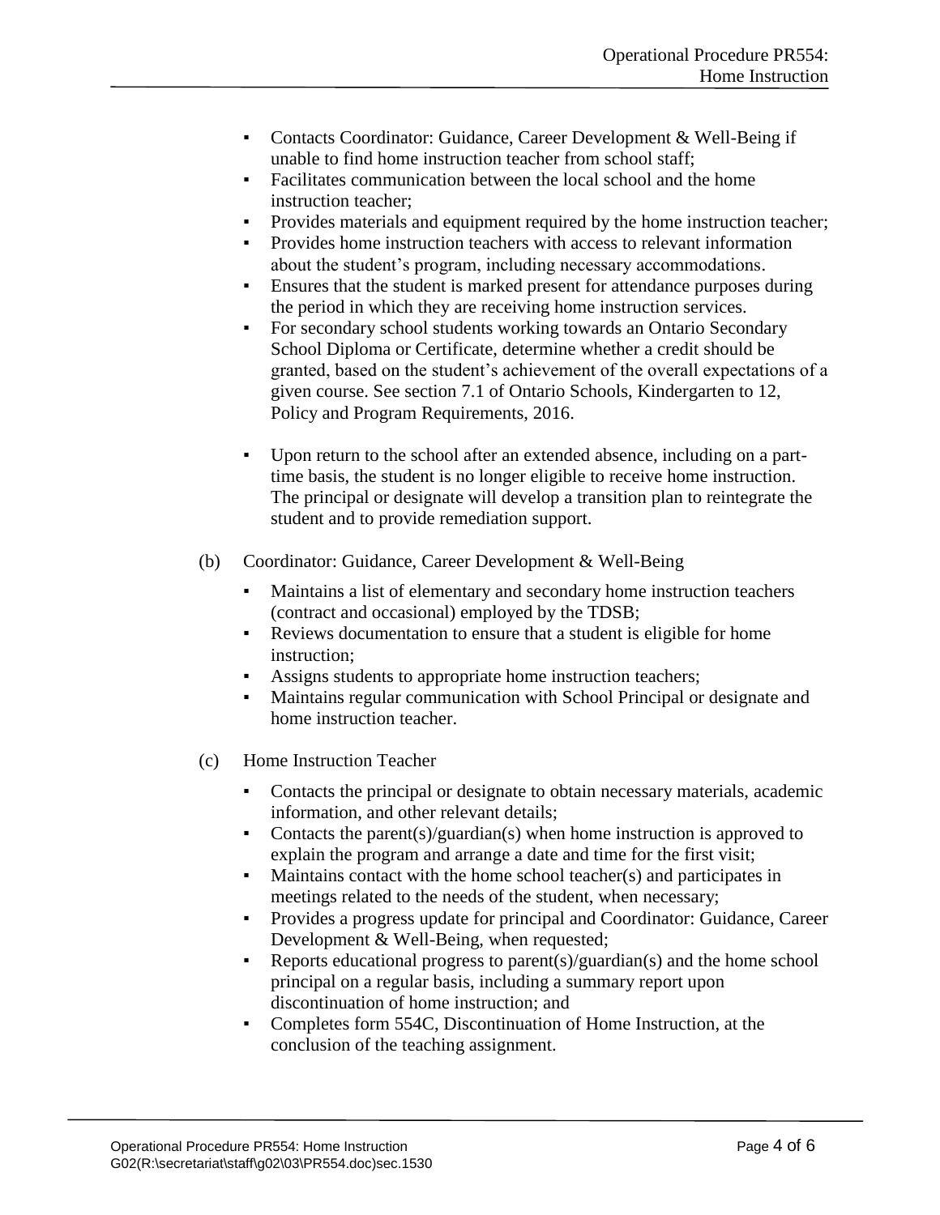- Contacts Coordinator: Guidance, Career Development & Well-Being if unable to find home instruction teacher from school staff;
- Facilitates communication between the local school and the home instruction teacher;
- Provides materials and equipment required by the home instruction teacher;
- Provides home instruction teachers with access to relevant information about the student's program, including necessary accommodations.
- Ensures that the student is marked present for attendance purposes during the period in which they are receiving home instruction services.
- For secondary school students working towards an Ontario Secondary School Diploma or Certificate, determine whether a credit should be granted, based on the student's achievement of the overall expectations of a given course. See section 7.1 of Ontario Schools, Kindergarten to 12, Policy and Program Requirements, 2016.

- Upon return to the school after an extended absence, including on a part-time basis, the student is no longer eligible to receive home instruction. The principal or designate will develop a transition plan to reintegrate the student and to provide remediation support.

(b) Coordinator: Guidance, Career Development & Well-Being

- Maintains a list of elementary and secondary home instruction teachers (contract and occasional) employed by the TDSB;
- Reviews documentation to ensure that a student is eligible for home instruction;
- Assigns students to appropriate home instruction teachers;
- Maintains regular communication with School Principal or designate and home instruction teacher.

(c) Home Instruction Teacher

- Contacts the principal or designate to obtain necessary materials, academic information, and other relevant details;
- Contacts the parent(s)/guardian(s) when home instruction is approved to explain the program and arrange a date and time for the first visit;
- Maintains contact with the home school teacher(s) and participates in meetings related to the needs of the student, when necessary;
- Provides a progress update for principal and Coordinator: Guidance, Career Development & Well-Being, when requested;
- Reports educational progress to parent(s)/guardian(s) and the home school principal on a regular basis, including a summary report upon discontinuation of home instruction; and
- Completes form 554C, Discontinuation of Home Instruction, at the conclusion of the teaching assignment.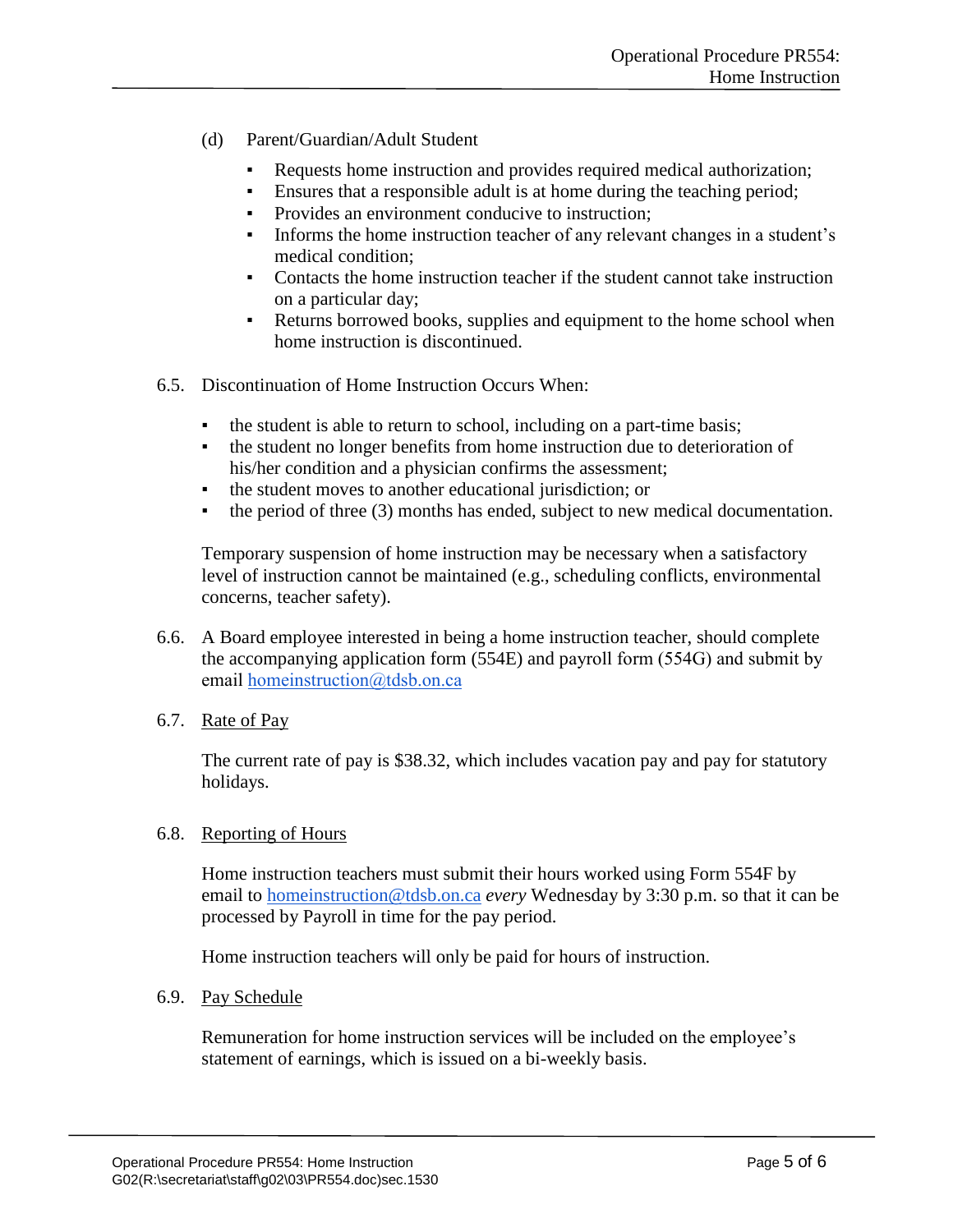(d) Parent/Guardian/Adult Student

- Requests home instruction and provides required medical authorization;
- Ensures that a responsible adult is at home during the teaching period;
- Provides an environment conducive to instruction;
- Informs the home instruction teacher of any relevant changes in a student's medical condition;
- Contacts the home instruction teacher if the student cannot take instruction on a particular day;
- Returns borrowed books, supplies and equipment to the home school when home instruction is discontinued.

6.5. Discontinuation of Home Instruction Occurs When:

- the student is able to return to school, including on a part-time basis;
- the student no longer benefits from home instruction due to deterioration of his/her condition and a physician confirms the assessment;
- the student moves to another educational jurisdiction; or
- the period of three (3) months has ended, subject to new medical documentation.

Temporary suspension of home instruction may be necessary when a satisfactory level of instruction cannot be maintained (e.g., scheduling conflicts, environmental concerns, teacher safety).

6.6. A Board employee interested in being a home instruction teacher, should complete the accompanying application form (554E) and payroll form (554G) and submit by email homeinstruction@tdsb.on.ca

6.7. Rate of Pay

The current rate of pay is $38.32, which includes vacation pay and pay for statutory holidays.

6.8. Reporting of Hours

Home instruction teachers must submit their hours worked using Form 554F by email to homeinstruction@tdsb.on.ca *every* Wednesday by 3:30 p.m. so that it can be processed by Payroll in time for the pay period.

Home instruction teachers will only be paid for hours of instruction.

6.9. Pay Schedule

Remuneration for home instruction services will be included on the employee's statement of earnings, which is issued on a bi-weekly basis.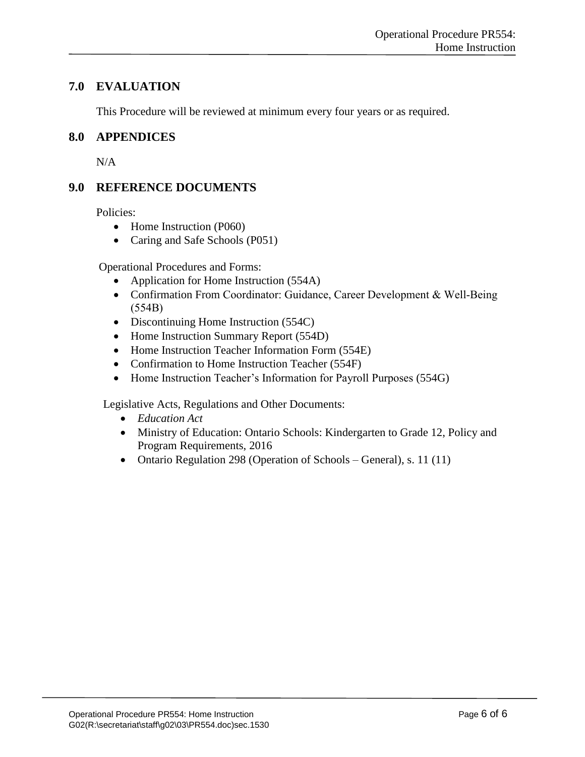## 7.0 EVALUATION

This Procedure will be reviewed at minimum every four years or as required.

## 8.0 APPENDICES

N/A

## 9.0 REFERENCE DOCUMENTS

Policies:

- Home Instruction (P060)
- Caring and Safe Schools (P051)

Operational Procedures and Forms:

- Application for Home Instruction (554A)
- Confirmation From Coordinator: Guidance, Career Development & Well-Being (554B)
- Discontinuing Home Instruction (554C)
- Home Instruction Summary Report (554D)
- Home Instruction Teacher Information Form (554E)
- Confirmation to Home Instruction Teacher (554F)
- Home Instruction Teacher's Information for Payroll Purposes (554G)

Legislative Acts, Regulations and Other Documents:

- *Education Act*
- Ministry of Education: Ontario Schools: Kindergarten to Grade 12, Policy and Program Requirements, 2016
- Ontario Regulation 298 (Operation of Schools – General), s. 11 (11)